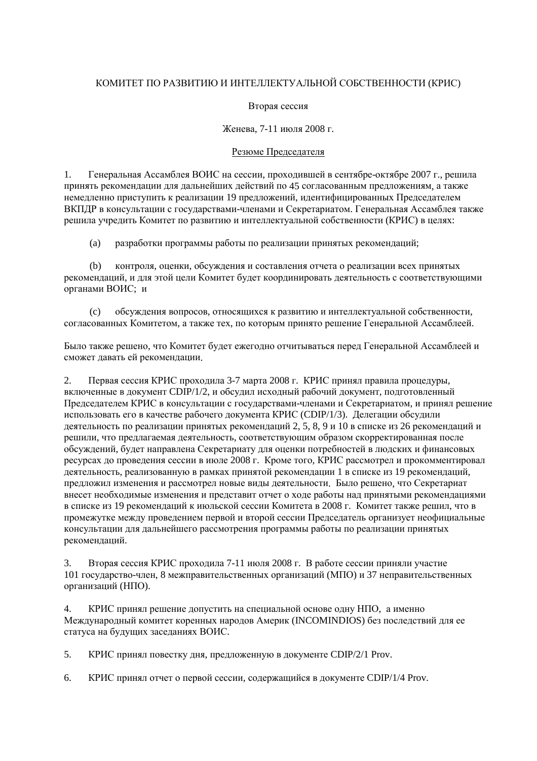КОМИТЕТ ПО РАЗВИТИЮ И ИНТЕЛЛЕКТУАЛЬНОЙ СОБСТВЕННОСТИ (КРИС)

Вторая сессия

Женева, 7-11 июля 2008 г.

Резюме Председателя

1. Генеральная Ассамблея ВОИС на сессии, проходившей в сентябре-октябре 2007 г., решила принять рекомендации для дальнейших действий по 45 согласованным предложениям, а также немедленно приступить к реализации 19 предложений, идентифицированных Председателем ВКПДР в консультации с государствами-членами и Секретариатом. Генеральная Ассамблея также решила учредить Комитет по развитию и интеллектуальной собственности (КРИС) в целях:

(a) разработки программы работы по реализации принятых рекомендаций;

(b) контроля, оценки, обсуждения и составления отчета о реализации всех принятых рекомендаций, и для этой цели Комитет будет координировать деятельность с соответствующими органами ВОИС; и

(c) обсуждения вопросов, относящихся к развитию и интеллектуальной собственности, согласованных Комитетом, а также тех, по которым принято решение Генеральной Ассамблеей.

Было также решено, что Комитет будет ежегодно отчитываться перед Генеральной Ассамблеей и сможет давать ей рекомендации.

2. Первая сессия КРИС проходила 3-7 марта 2008 г. КРИС принял правила процедуры, включенные в документ CDIP/1/2, и обсудил исходный рабочий документ, подготовленный Председателем КРИС в консультации с государствами-членами и Секретариатом, и принял решение использовать его в качестве рабочего документа КРИС (CDIP/1/3). Делегации обсудили деятельность по реализации принятых рекомендаций 2, 5, 8, 9 и 10 в списке из 26 рекомендаций и решили, что предлагаемая деятельность, соответствующим образом скорректированная после обсуждений, будет направлена Секретариату для оценки потребностей в людских и финансовых ресурсах до проведения сессии в июле 2008 г. Кроме того, КРИС рассмотрел и прокомментировал деятельность, реализованную в рамках принятой рекомендации 1 в списке из 19 рекомендаций, предложил изменения и рассмотрел новые виды деятельности. Было решено, что Секретариат внесет необходимые изменения и представит отчет о ходе работы над принятыми рекомендациями в списке из 19 рекомендаций к июльской сессии Комитета в 2008 г. Комитет также решил, что в промежутке между проведением первой и второй сессии Председатель организует неофициальные консультации для дальнейшего рассмотрения программы работы по реализации принятых рекомендаций.

3. Вторая сессия КРИС проходила 7-11 июля 2008 г. В работе сессии приняли участие 101 государство-член, 8 межправительственных организаций (МПО) и 37 неправительственных организаций (НПО).

4. КРИС принял решение допустить на специальной основе одну НПО, а именно Международный комитет коренных народов Америк (INCOMINDIOS) без последствий для ее статуса на будущих заседаниях ВОИС.

5. КРИС принял повестку дня, предложенную в документе CDIP/2/1 Prov.

6. КРИС принял отчет о первой сессии, содержащийся в документе CDIP/1/4 Prov.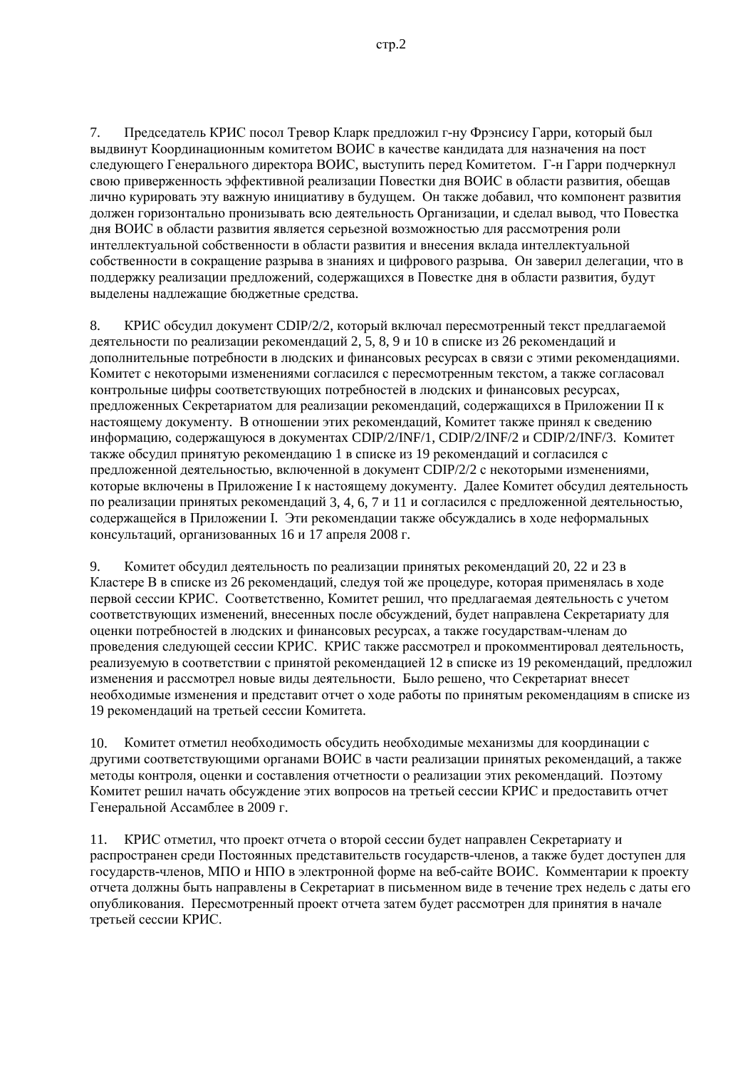7. Председатель КРИС посол Тревор Кларк предложил г-ну Фрэнсису Гарри, который был выдвинут Координационным комитетом ВОИС в качестве кандидата для назначения на пост следующего Генерального директора ВОИС, выступить перед Комитетом. Г-н Гарри подчеркнул свою приверженность эффективной реализации Повестки дня ВОИС в области развития, обещав лично курировать эту важную инициативу в будущем. Он также добавил, что компонент развития должен горизонтально пронизывать всю деятельность Организации, и сделал вывод, что Повестка дня ВОИС в области развития является серьезной возможностью для рассмотрения роли интеллектуальной собственности в области развития и внесения вклада интеллектуальной собственности в сокращение разрыва в знаниях и цифрового разрыва. Он заверил делегации, что в поддержку реализации предложений, содержащихся в Повестке дня в области развития, будут выделены надлежащие бюджетные средства.

8. КРИС обсудил документ CDIP/2/2, который включал пересмотренный текст предлагаемой деятельности по реализации рекомендаций 2, 5, 8, 9 и 10 в списке из 26 рекомендаций и дополнительные потребности в людских и финансовых ресурсах в связи с этими рекомендациями. Комитет с некоторыми изменениями согласился с пересмотренным текстом, а также согласовал контрольные цифры соответствующих потребностей в людских и финансовых ресурсах, предложенных Секретариатом для реализации рекомендаций, содержащихся в Приложении II к настоящему документу. В отношении этих рекомендаций, Комитет также принял к сведению информацию, содержащуюся в документах CDIP/2/INF/1, CDIP/2/INF/2 и CDIP/2/INF/3. Комитет также обсудил принятую рекомендацию 1 в списке из 19 рекомендаций и согласился с предложенной деятельностью, включенной в документ CDIP/2/2 с некоторыми изменениями, которые включены в Приложение I к настоящему документу. Далее Комитет обсудил деятельность по реализации принятых рекомендаций 3, 4, 6, 7 и 11 и согласился с предложенной деятельностью, содержащейся в Приложении I. Эти рекомендации также обсуждались в ходе неформальных консультаций, организованных 16 и 17 апреля 2008 г.

9. Комитет обсудил деятельность по реализации принятых рекомендаций 20, 22 и 23 в Кластере B в списке из 26 рекомендаций, следуя той же процедуре, которая применялась в ходе первой сессии КРИС. Соответственно, Комитет решил, что предлагаемая деятельность с учетом соответствующих изменений, внесенных после обсуждений, будет направлена Секретариату для оценки потребностей в людских и финансовых ресурсах, а также государствам-членам до проведения следующей сессии КРИС. КРИС также рассмотрел и прокомментировал деятельность, реализуемую в соответствии с принятой рекомендацией 12 в списке из 19 рекомендаций, предложил изменения и рассмотрел новые виды деятельности. Было решено, что Секретариат внесет необходимые изменения и представит отчет о ходе работы по принятым рекомендациям в списке из 19 рекомендаций на третьей сессии Комитета.

10. Комитет отметил необходимость обсудить необходимые механизмы для координации с другими соответствующими органами ВОИС в части реализации принятых рекомендаций, а также методы контроля, оценки и составления отчетности о реализации этих рекомендаций. Поэтому Комитет решил начать обсуждение этих вопросов на третьей сессии КРИС и предоставить отчет Генеральной Ассамблее в 2009 г.

11. КРИС отметил, что проект отчета о второй сессии будет направлен Секретариату и распространен среди Постоянных представительств государств-членов, а также будет доступен для государств-членов, МПО и НПО в электронной форме на веб-сайте ВОИС. Комментарии к проекту отчета должны быть направлены в Секретариат в письменном виде в течение трех недель с даты его опубликования. Пересмотренный проект отчета затем будет рассмотрен для принятия в начале третьей сессии КРИС.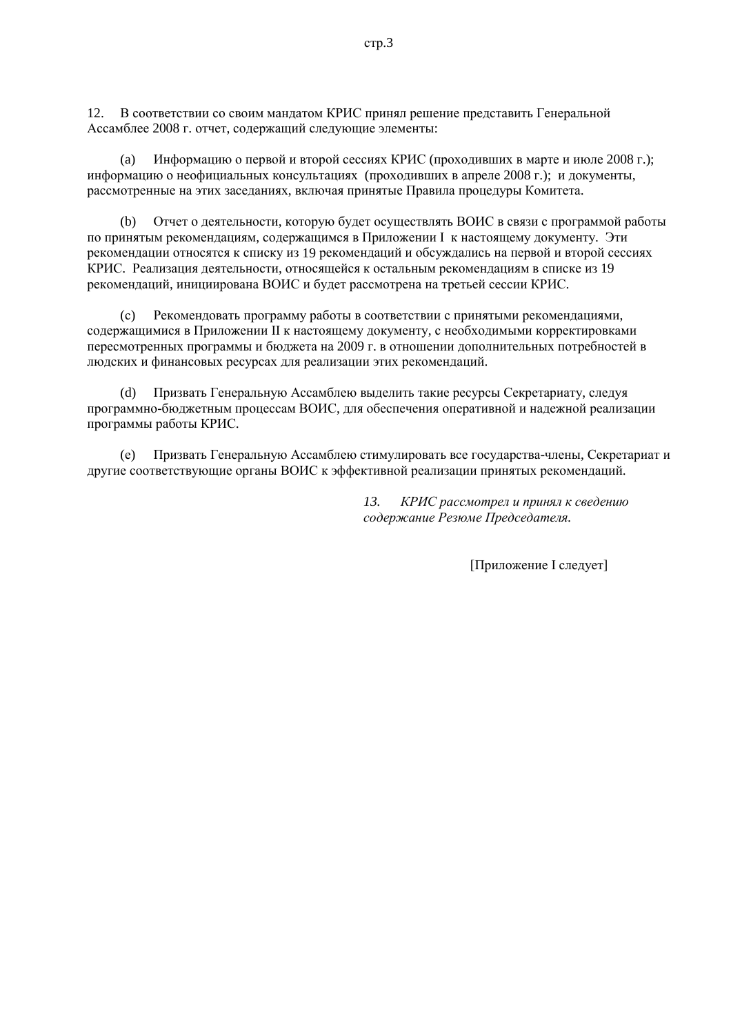12. В соответствии со своим мандатом КРИС принял решение представить Генеральной Ассамблее 2008 г. отчет, содержащий следующие элементы:

(a) Информацию о первой и второй сессиях КРИС (проходивших в марте и июле 2008 г.); информацию о неофициальных консультациях (проходивших в апреле 2008 г.); и документы, рассмотренные на этих заседаниях, включая принятые Правила процедуры Комитета.

(b) Отчет о деятельности, которую будет осуществлять ВОИС в связи с программой работы по принятым рекомендациям, содержащимся в Приложении I к настоящему документу. Эти рекомендации относятся к списку из 19 рекомендаций и обсуждались на первой и второй сессиях КРИС. Реализация деятельности, относящейся к остальным рекомендациям в списке из 19 рекомендаций, инициирована ВОИС и будет рассмотрена на третьей сессии КРИС.

(c) Рекомендовать программу работы в соответствии с принятыми рекомендациями, содержащимися в Приложении II к настоящему документу, с необходимыми корректировками пересмотренных программы и бюджета на 2009 г. в отношении дополнительных потребностей в людских и финансовых ресурсах для реализации этих рекомендаций.

(d) Призвать Генеральную Ассамблею выделить такие ресурсы Секретариату, следуя программно-бюджетным процессам ВОИС, для обеспечения оперативной и надежной реализации программы работы КРИС.

(e) Призвать Генеральную Ассамблею стимулировать все государства-члены, Секретариат и другие соответствующие органы ВОИС к эффективной реализации принятых рекомендаций.

*13. КРИС рассмотрел и принял к сведению содержание Резюме Председателя.*

[Приложение I следует]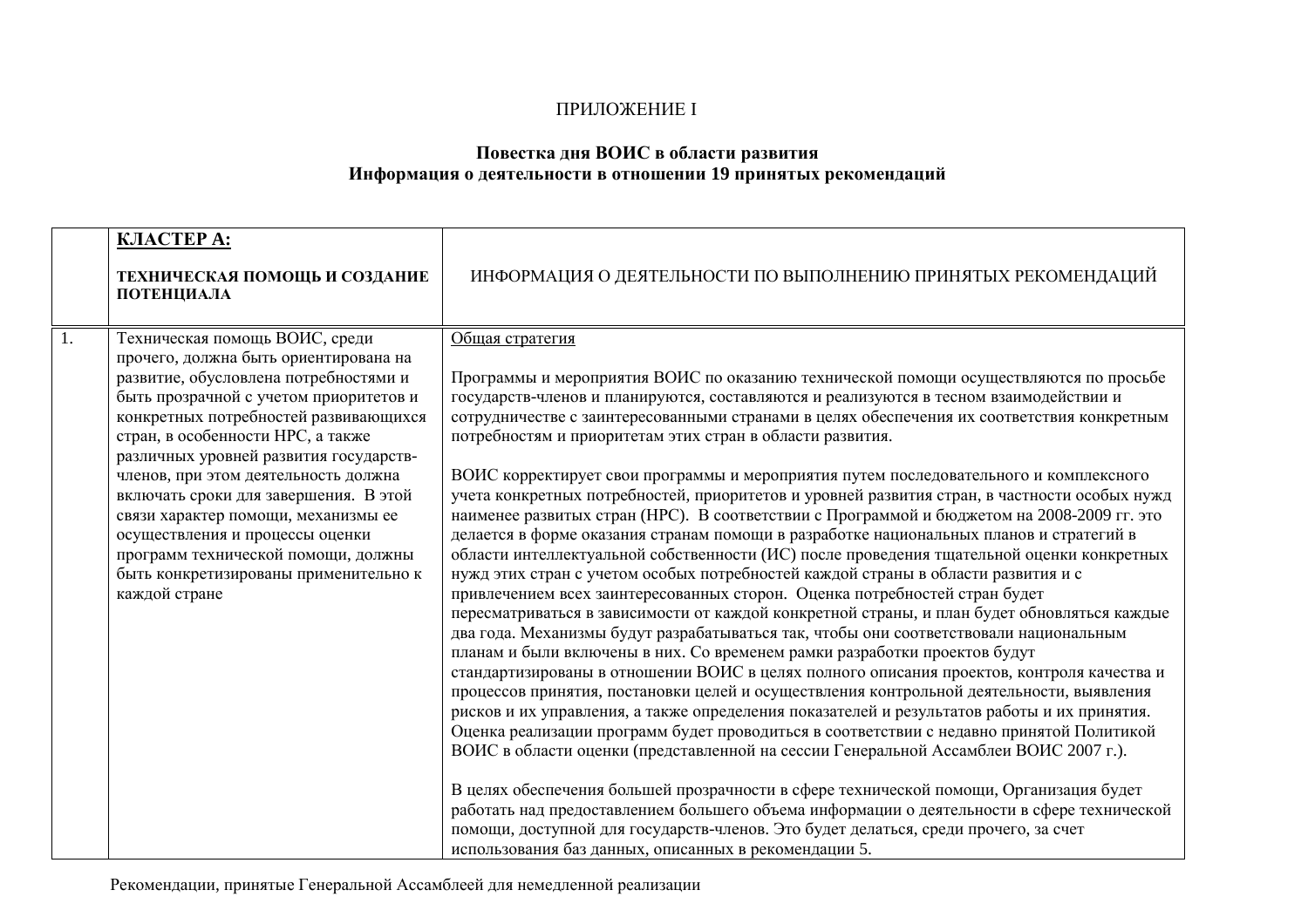ПРИЛОЖЕНИЕ I

**Повестка дня ВОИС в области развития**
**Информация о деятельности в отношении 19 принятых рекомендаций**

| | **КЛАСТЕР А:**<br><br>**ТЕХНИЧЕСКАЯ ПОМОЩЬ И СОЗДАНИЕ ПОТЕНЦИАЛА** | ИНФОРМАЦИЯ О ДЕЯТЕЛЬНОСТИ ПО ВЫПОЛНЕНИЮ ПРИНЯТЫХ РЕКОМЕНДАЦИЙ |
|---|---|---|
| 1. | Техническая помощь ВОИС, среди прочего, должна быть ориентирована на развитие, обусловлена потребностями и быть прозрачной с учетом приоритетов и конкретных потребностей развивающихся стран, в особенности НРС, а также различных уровней развития государств-членов, при этом деятельность должна включать сроки для завершения. В этой связи характер помощи, механизмы ее осуществления и процессы оценки программ технической помощи, должны быть конкретизированы применительно к каждой стране | Общая стратегия<br><br>Программы и мероприятия ВОИС по оказанию технической помощи осуществляются по просьбе государств-членов и планируются, составляются и реализуются в тесном взаимодействии и сотрудничестве с заинтересованными странами в целях обеспечения их соответствия конкретным потребностям и приоритетам этих стран в области развития.<br><br>ВОИС корректирует свои программы и мероприятия путем последовательного и комплексного учета конкретных потребностей, приоритетов и уровней развития стран, в частности особых нужд наименее развитых стран (НРС). В соответствии с Программой и бюджетом на 2008-2009 гг. это делается в форме оказания странам помощи в разработке национальных планов и стратегий в области интеллектуальной собственности (ИС) после проведения тщательной оценки конкретных нужд этих стран с учетом особых потребностей каждой страны в области развития и с привлечением всех заинтересованных сторон. Оценка потребностей стран будет пересматриваться в зависимости от каждой конкретной страны, и план будет обновляться каждые два года. Механизмы будут разрабатываться так, чтобы они соответствовали национальным планам и были включены в них. Со временем рамки разработки проектов будут стандартизированы в отношении ВОИС в целях полного описания проектов, контроля качества и процессов принятия, постановки целей и осуществления контрольной деятельности, выявления рисков и их управления, а также определения показателей и результатов работы и их принятия. Оценка реализации программ будет проводиться в соответствии с недавно принятой Политикой ВОИС в области оценки (представленной на сессии Генеральной Ассамблеи ВОИС 2007 г.).<br><br>В целях обеспечения большей прозрачности в сфере технической помощи, Организация будет работать над предоставлением большего объема информации о деятельности в сфере технической помощи, доступной для государств-членов. Это будет делаться, среди прочего, за счет использования баз данных, описанных в рекомендации 5. |

Рекомендации, принятые Генеральной Ассамблеей для немедленной реализации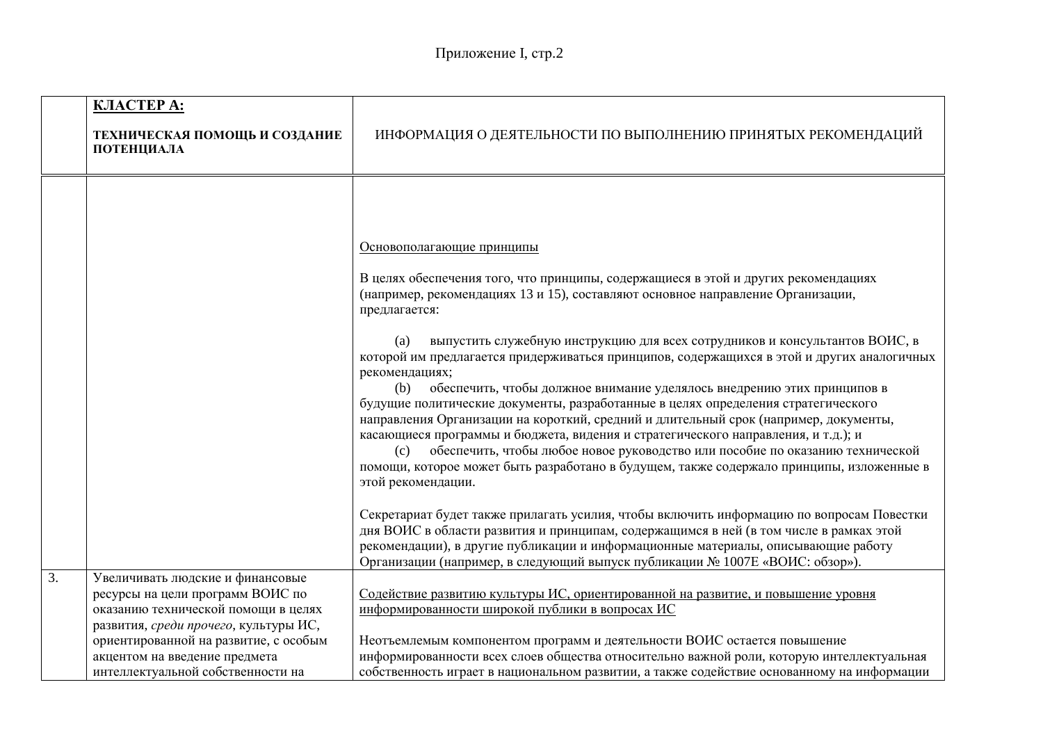| | **КЛАСТЕР A:**<br><br>**ТЕХНИЧЕСКАЯ ПОМОЩЬ И СОЗДАНИЕ ПОТЕНЦИАЛА** | ИНФОРМАЦИЯ О ДЕЯТЕЛЬНОСТИ ПО ВЫПОЛНЕНИЮ ПРИНЯТЫХ РЕКОМЕНДАЦИЙ |
|---|---|---|
| | | <u>Основополагающие принципы</u><br><br>В целях обеспечения того, что принципы, содержащиеся в этой и других рекомендациях (например, рекомендациях 13 и 15), составляют основное направление Организации, предлагается:<br><br>(a) выпустить служебную инструкцию для всех сотрудников и консультантов ВОИС, в которой им предлагается придерживаться принципов, содержащихся в этой и других аналогичных рекомендациях;<br>(b) обеспечить, чтобы должное внимание уделялось внедрению этих принципов в будущие политические документы, разработанные в целях определения стратегического направления Организации на короткий, средний и длительный срок (например, документы, касающиеся программы и бюджета, видения и стратегического направления, и т.д.); и<br>(c) обеспечить, чтобы любое новое руководство или пособие по оказанию технической помощи, которое может быть разработано в будущем, также содержало принципы, изложенные в этой рекомендации.<br><br>Секретариат будет также прилагать усилия, чтобы включить информацию по вопросам Повестки дня ВОИС в области развития и принципам, содержащимся в ней (в том числе в рамках этой рекомендации), в другие публикации и информационные материалы, описывающие работу Организации (например, в следующий выпуск публикации № 1007E «ВОИС: обзор»). |
| 3. | Увеличивать людские и финансовые ресурсы на цели программ ВОИС по оказанию технической помощи в целях развития, *среди прочего*, культуры ИС, ориентированной на развитие, с особым акцентом на введение предмета интеллектуальной собственности на | <u>Содействие развитию культуры ИС, ориентированной на развитие, и повышение уровня информированности широкой публики в вопросах ИС</u><br><br>Неотъемлемым компонентом программ и деятельности ВОИС остается повышение информированности всех слоев общества относительно важной роли, которую интеллектуальная собственность играет в национальном развитии, а также содействие основанному на информации |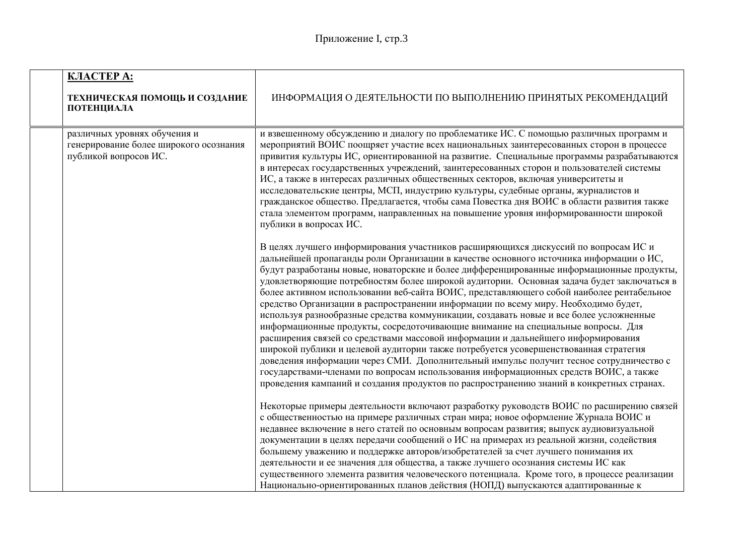| | **КЛАСТЕР А:**<br><br>**ТЕХНИЧЕСКАЯ ПОМОЩЬ И СОЗДАНИЕ ПОТЕНЦИАЛА** | ИНФОРМАЦИЯ О ДЕЯТЕЛЬНОСТИ ПО ВЫПОЛНЕНИЮ ПРИНЯТЫХ РЕКОМЕНДАЦИЙ |
|---|---|---|
| | различных уровнях обучения и генерирование более широкого осознания публикой вопросов ИС. | и взвешенному обсуждению и диалогу по проблематике ИС. С помощью различных программ и мероприятий ВОИС поощряет участие всех национальных заинтересованных сторон в процессе привития культуры ИС, ориентированной на развитие. Специальные программы разрабатываются в интересах государственных учреждений, заинтересованных сторон и пользователей системы ИС, а также в интересах различных общественных секторов, включая университеты и исследовательские центры, МСП, индустрию культуры, судебные органы, журналистов и гражданское общество. Предлагается, чтобы сама Повестка дня ВОИС в области развития также стала элементом программ, направленных на повышение уровня информированности широкой публики в вопросах ИС.<br><br>В целях лучшего информирования участников расширяющихся дискуссий по вопросам ИС и дальнейшей пропаганды роли Организации в качестве основного источника информации о ИС, будут разработаны новые, новаторские и более дифференцированные информационные продукты, удовлетворяющие потребностям более широкой аудитории. Основная задача будет заключаться в более активном использовании веб-сайта ВОИС, представляющего собой наиболее рентабельное средство Организации в распространении информации по всему миру. Необходимо будет, используя разнообразные средства коммуникации, создавать новые и все более усложненные информационные продукты, сосредоточивающие внимание на специальные вопросы. Для расширения связей со средствами массовой информации и дальнейшего информирования широкой публики и целевой аудитории также потребуется усовершенствованная стратегия доведения информации через СМИ. Дополнительный импульс получит тесное сотрудничество с государствами-членами по вопросам использования информационных средств ВОИС, а также проведения кампаний и создания продуктов по распространению знаний в конкретных странах.<br><br>Некоторые примеры деятельности включают разработку руководств ВОИС по расширению связей с общественностью на примере различных стран мира; новое оформление Журнала ВОИС и недавнее включение в него статей по основным вопросам развития; выпуск аудиовизуальной документации в целях передачи сообщений о ИС на примерах из реальной жизни, содействия большему уважению и поддержке авторов/изобретателей за счет лучшего понимания их деятельности и ее значения для общества, а также лучшего осознания системы ИС как существенного элемента развития человеческого потенциала. Кроме того, в процессе реализации Национально-ориентированных планов действия (НОПД) выпускаются адаптированные к |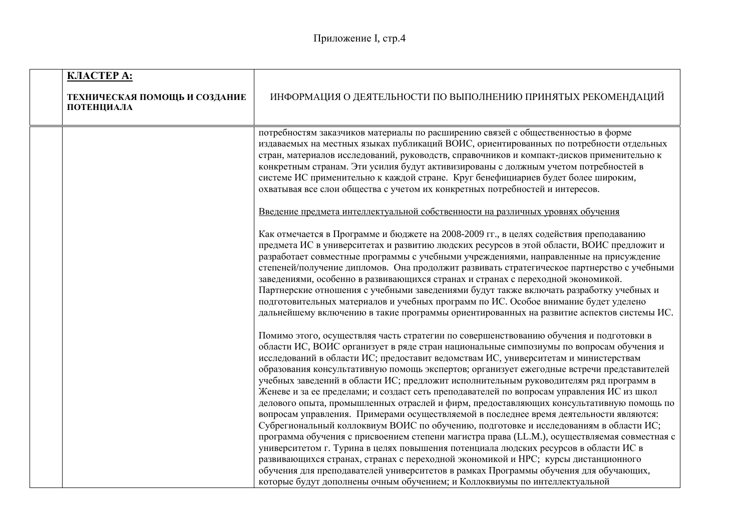| | **КЛАСТЕР А:** **ТЕХНИЧЕСКАЯ ПОМОЩЬ И СОЗДАНИЕ ПОТЕНЦИАЛА** | ИНФОРМАЦИЯ О ДЕЯТЕЛЬНОСТИ ПО ВЫПОЛНЕНИЮ ПРИНЯТЫХ РЕКОМЕНДАЦИЙ |
|---|---|---|
| | | потребностям заказчиков материалы по расширению связей с общественностью в форме издаваемых на местных языках публикаций ВОИС, ориентированных по потребности отдельных стран, материалов исследований, руководств, справочников и компакт-дисков применительно к конкретным странам. Эти усилия будут активизированы с должным учетом потребностей в системе ИС применительно к каждой стране. Круг бенефициариев будет более широким, охватывая все слои общества с учетом их конкретных потребностей и интересов.<br><br>Введение предмета интеллектуальной собственности на различных уровнях обучения<br><br>Как отмечается в Программе и бюджете на 2008-2009 гг., в целях содействия преподаванию предмета ИС в университетах и развитию людских ресурсов в этой области, ВОИС предложит и разработает совместные программы с учебными учреждениями, направленные на присуждение степеней/получение дипломов. Она продолжит развивать стратегическое партнерство с учебными заведениями, особенно в развивающихся странах и странах с переходной экономикой. Партнерские отношения с учебными заведениями будут также включать разработку учебных и подготовительных материалов и учебных программ по ИС. Особое внимание будет уделено дальнейшему включению в такие программы ориентированных на развитие аспектов системы ИС.<br><br>Помимо этого, осуществляя часть стратегии по совершенствованию обучения и подготовки в области ИС, ВОИС организует в ряде стран национальные симпозиумы по вопросам обучения и исследований в области ИС; предоставит ведомствам ИС, университетам и министерствам образования консультативную помощь экспертов; организует ежегодные встречи представителей учебных заведений в области ИС; предложит исполнительным руководителям ряд программ в Женеве и за ее пределами; и создаст сеть преподавателей по вопросам управления ИС из школ делового опыта, промышленных отраслей и фирм, предоставляющих консультативную помощь по вопросам управления. Примерами осуществляемой в последнее время деятельности являются: Субрегиональный коллоквиум ВОИС по обучению, подготовке и исследованиям в области ИС; программа обучения с присвоением степени магистра права (LL.M.), осуществляемая совместная с университетом г. Турина в целях повышения потенциала людских ресурсов в области ИС в развивающихся странах, странах с переходной экономикой и НРС; курсы дистанционного обучения для преподавателей университетов в рамках Программы обучения для обучающих, которые будут дополнены очным обучением; и Коллоквиумы по интеллектуальной |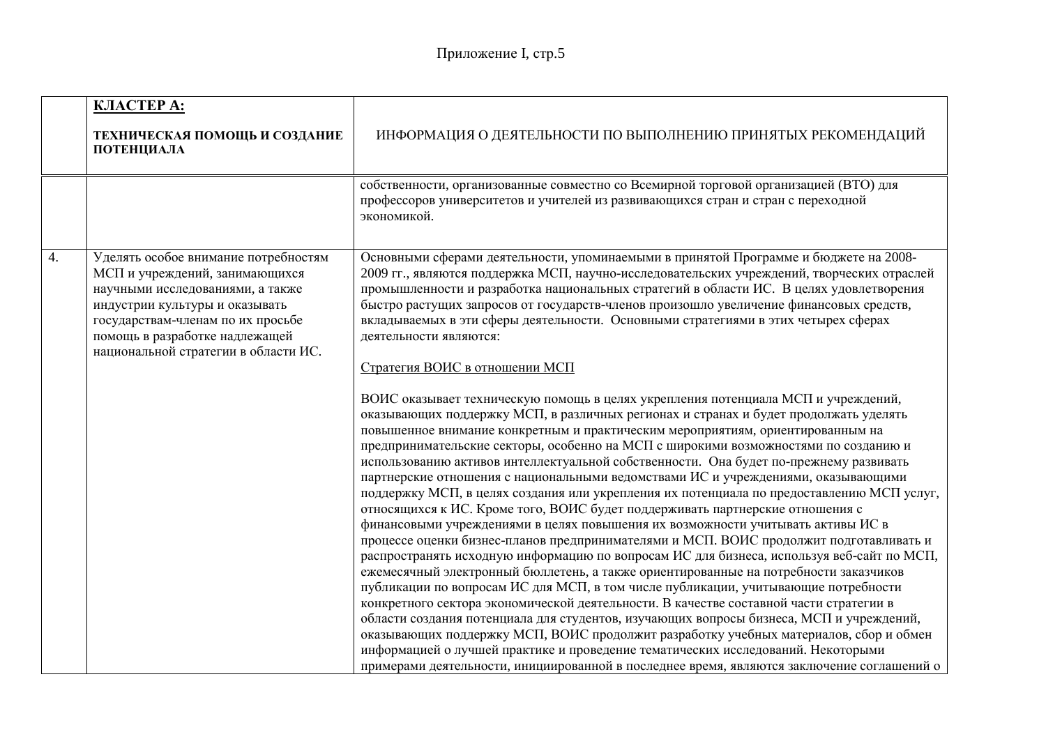| | **КЛАСТЕР А:** **ТЕХНИЧЕСКАЯ ПОМОЩЬ И СОЗДАНИЕ ПОТЕНЦИАЛА** | ИНФОРМАЦИЯ О ДЕЯТЕЛЬНОСТИ ПО ВЫПОЛНЕНИЮ ПРИНЯТЫХ РЕКОМЕНДАЦИЙ |
|---|---|---|
| | | собственности, организованные совместно со Всемирной торговой организацией (ВТО) для профессоров университетов и учителей из развивающихся стран и стран с переходной экономикой. |
| 4. | Уделять особое внимание потребностям МСП и учреждений, занимающихся научными исследованиями, а также индустрии культуры и оказывать государствам-членам по их просьбе помощь в разработке надлежащей национальной стратегии в области ИС. | Основными сферами деятельности, упоминаемыми в принятой Программе и бюджете на 2008-2009 гг., являются поддержка МСП, научно-исследовательских учреждений, творческих отраслей промышленности и разработка национальных стратегий в области ИС. В целях удовлетворения быстро растущих запросов от государств-членов произошло увеличение финансовых средств, вкладываемых в эти сферы деятельности. Основными стратегиями в этих четырех сферах деятельности являются:<br><br><u>Стратегия ВОИС в отношении МСП</u><br><br>ВОИС оказывает техническую помощь в целях укрепления потенциала МСП и учреждений, оказывающих поддержку МСП, в различных регионах и странах и будет продолжать уделять повышенное внимание конкретным и практическим мероприятиям, ориентированным на предпринимательские секторы, особенно на МСП с широкими возможностями по созданию и использованию активов интеллектуальной собственности. Она будет по-прежнему развивать партнерские отношения с национальными ведомствами ИС и учреждениями, оказывающими поддержку МСП, в целях создания или укрепления их потенциала по предоставлению МСП услуг, относящихся к ИС. Кроме того, ВОИС будет поддерживать партнерские отношения с финансовыми учреждениями в целях повышения их возможности учитывать активы ИС в процессе оценки бизнес-планов предпринимателями и МСП. ВОИС продолжит подготавливать и распространять исходную информацию по вопросам ИС для бизнеса, используя веб-сайт по МСП, ежемесячный электронный бюллетень, а также ориентированные на потребности заказчиков публикации по вопросам ИС для МСП, в том числе публикации, учитывающие потребности конкретного сектора экономической деятельности. В качестве составной части стратегии в области создания потенциала для студентов, изучающих вопросы бизнеса, МСП и учреждений, оказывающих поддержку МСП, ВОИС продолжит разработку учебных материалов, сбор и обмен информацией о лучшей практике и проведение тематических исследований. Некоторыми примерами деятельности, инициированной в последнее время, являются заключение соглашений о |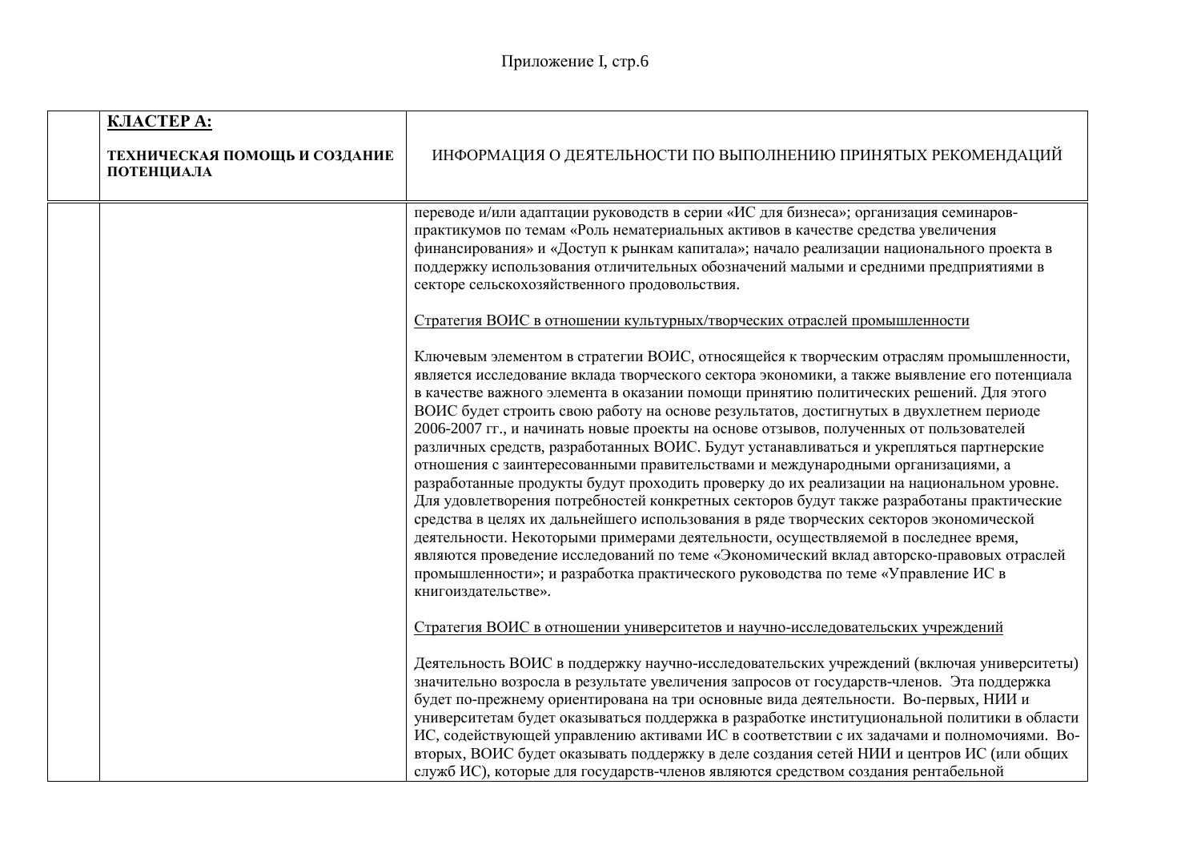| | **КЛАСТЕР А:**<br><br>**ТЕХНИЧЕСКАЯ ПОМОЩЬ И СОЗДАНИЕ ПОТЕНЦИАЛА** | ИНФОРМАЦИЯ О ДЕЯТЕЛЬНОСТИ ПО ВЫПОЛНЕНИЮ ПРИНЯТЫХ РЕКОМЕНДАЦИЙ |
|---|---|---|
| | | переводе и/или адаптации руководств в серии «ИС для бизнеса»; организация семинаров-практикумов по темам «Роль нематериальных активов в качестве средства увеличения финансирования» и «Доступ к рынкам капитала»; начало реализации национального проекта в поддержку использования отличительных обозначений малыми и средними предприятиями в секторе сельскохозяйственного продовольствия.<br><br><u>Стратегия ВОИС в отношении культурных/творческих отраслей промышленности</u><br><br>Ключевым элементом в стратегии ВОИС, относящейся к творческим отраслям промышленности, является исследование вклада творческого сектора экономики, а также выявление его потенциала в качестве важного элемента в оказании помощи принятию политических решений. Для этого ВОИС будет строить свою работу на основе результатов, достигнутых в двухлетнем периоде 2006-2007 гг., и начинать новые проекты на основе отзывов, полученных от пользователей различных средств, разработанных ВОИС. Будут устанавливаться и укрепляться партнерские отношения с заинтересованными правительствами и международными организациями, а разработанные продукты будут проходить проверку до их реализации на национальном уровне. Для удовлетворения потребностей конкретных секторов будут также разработаны практические средства в целях их дальнейшего использования в ряде творческих секторов экономической деятельности. Некоторыми примерами деятельности, осуществляемой в последнее время, являются проведение исследований по теме «Экономический вклад авторско-правовых отраслей промышленности»; и разработка практического руководства по теме «Управление ИС в книгоиздательстве».<br><br><u>Стратегия ВОИС в отношении университетов и научно-исследовательских учреждений</u><br><br>Деятельность ВОИС в поддержку научно-исследовательских учреждений (включая университеты) значительно возросла в результате увеличения запросов от государств-членов. Эта поддержка будет по-прежнему ориентирована на три основные вида деятельности. Во-первых, НИИ и университетам будет оказываться поддержка в разработке институциональной политики в области ИС, содействующей управлению активами ИС в соответствии с их задачами и полномочиями. Во-вторых, ВОИС будет оказывать поддержку в деле создания сетей НИИ и центров ИС (или общих служб ИС), которые для государств-членов являются средством создания рентабельной |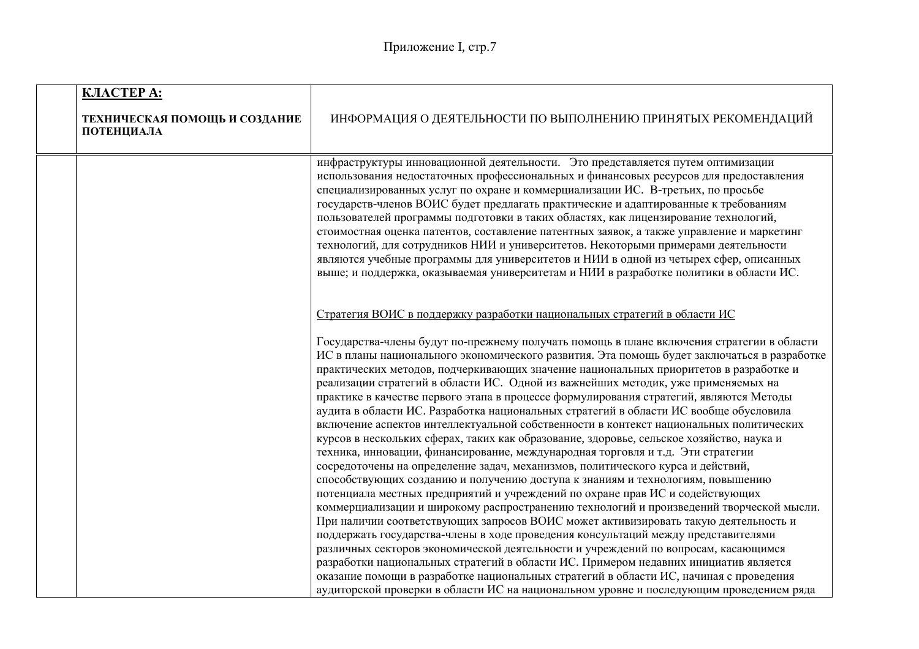| | **КЛАСТЕР A:**<br><br>**ТЕХНИЧЕСКАЯ ПОМОЩЬ И СОЗДАНИЕ ПОТЕНЦИАЛА** | ИНФОРМАЦИЯ О ДЕЯТЕЛЬНОСТИ ПО ВЫПОЛНЕНИЮ ПРИНЯТЫХ РЕКОМЕНДАЦИЙ |
|---|---|---|
| | | инфраструктуры инновационной деятельности. Это представляется путем оптимизации использования недостаточных профессиональных и финансовых ресурсов для предоставления специализированных услуг по охране и коммерциализации ИС. В-третьих, по просьбе государств-членов ВОИС будет предлагать практические и адаптированные к требованиям пользователей программы подготовки в таких областях, как лицензирование технологий, стоимостная оценка патентов, составление патентных заявок, а также управление и маркетинг технологий, для сотрудников НИИ и университетов. Некоторыми примерами деятельности являются учебные программы для университетов и НИИ в одной из четырех сфер, описанных выше; и поддержка, оказываемая университетам и НИИ в разработке политики в области ИС.<br><br><u>Стратегия ВОИС в поддержку разработки национальных стратегий в области ИС</u><br><br>Государства-члены будут по-прежнему получать помощь в плане включения стратегии в области ИС в планы национального экономического развития. Эта помощь будет заключаться в разработке практических методов, подчеркивающих значение национальных приоритетов в разработке и реализации стратегий в области ИС. Одной из важнейших методик, уже применяемых на практике в качестве первого этапа в процессе формулирования стратегий, являются Методы аудита в области ИС. Разработка национальных стратегий в области ИС вообще обусловила включение аспектов интеллектуальной собственности в контекст национальных политических курсов в нескольких сферах, таких как образование, здоровье, сельское хозяйство, наука и техника, инновации, финансирование, международная торговля и т.д. Эти стратегии сосредоточены на определение задач, механизмов, политического курса и действий, способствующих созданию и получению доступа к знаниям и технологиям, повышению потенциала местных предприятий и учреждений по охране прав ИС и содействующих коммерциализации и широкому распространению технологий и произведений творческой мысли. При наличии соответствующих запросов ВОИС может активизировать такую деятельность и поддержать государства-члены в ходе проведения консультаций между представителями различных секторов экономической деятельности и учреждений по вопросам, касающимся разработки национальных стратегий в области ИС. Примером недавних инициатив является оказание помощи в разработке национальных стратегий в области ИС, начиная с проведения аудиторской проверки в области ИС на национальном уровне и последующим проведением ряда |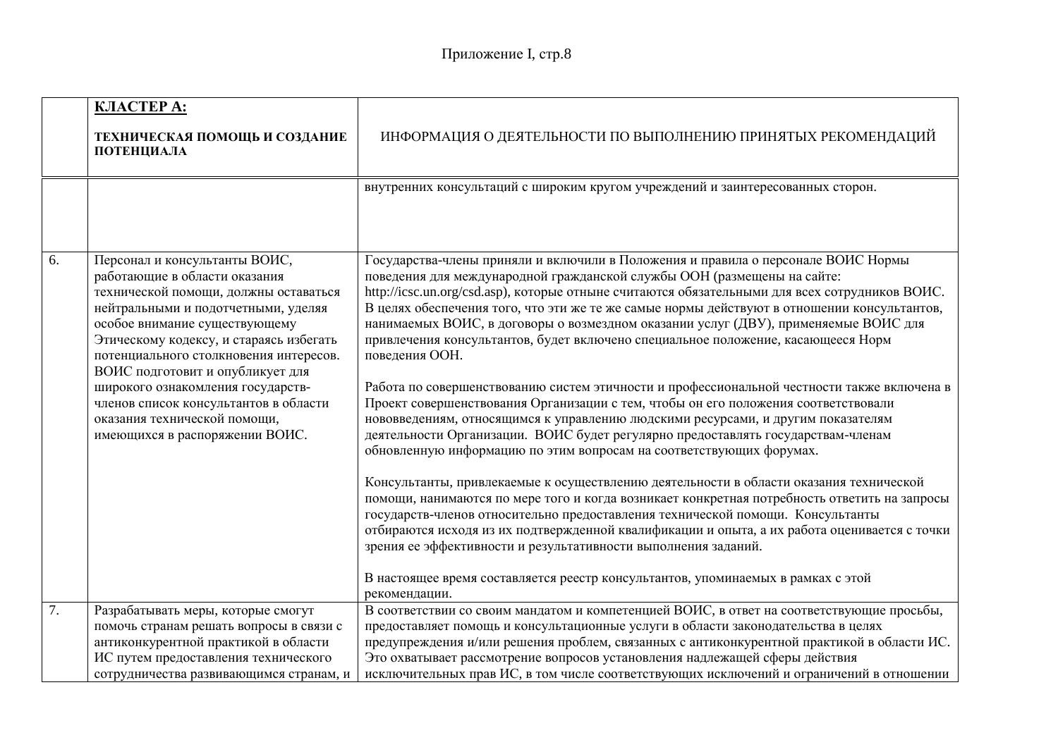| | **КЛАСТЕР A:** **ТЕХНИЧЕСКАЯ ПОМОЩЬ И СОЗДАНИЕ ПОТЕНЦИАЛА** | ИНФОРМАЦИЯ О ДЕЯТЕЛЬНОСТИ ПО ВЫПОЛНЕНИЮ ПРИНЯТЫХ РЕКОМЕНДАЦИЙ |
|---|---|---|
| | | внутренних консультаций с широким кругом учреждений и заинтересованных сторон. |
| 6. | Персонал и консультанты ВОИС, работающие в области оказания технической помощи, должны оставаться нейтральными и подотчетными, уделяя особое внимание существующему Этическому кодексу, и стараясь избегать потенциального столкновения интересов. ВОИС подготовит и опубликует для широкого ознакомления государств-членов список консультантов в области оказания технической помощи, имеющихся в распоряжении ВОИС. | Государства-члены приняли и включили в Положения и правила о персонале ВОИС Нормы поведения для международной гражданской службы ООН (размещены на сайте: http://icsc.un.org/csd.asp), которые отныне считаются обязательными для всех сотрудников ВОИС. В целях обеспечения того, что эти же те же самые нормы действуют в отношении консультантов, нанимаемых ВОИС, в договоры о возмездном оказании услуг (ДВУ), применяемые ВОИС для привлечения консультантов, будет включено специальное положение, касающееся Норм поведения ООН.<br><br>Работа по совершенствованию систем этичности и профессиональной честности также включена в Проект совершенствования Организации с тем, чтобы он его положения соответствовали нововведениям, относящимся к управлению людскими ресурсами, и другим показателям деятельности Организации. ВОИС будет регулярно предоставлять государствам-членам обновленную информацию по этим вопросам на соответствующих форумах.<br><br>Консультанты, привлекаемые к осуществлению деятельности в области оказания технической помощи, нанимаются по мере того и когда возникает конкретная потребность ответить на запросы государств-членов относительно предоставления технической помощи. Консультанты отбираются исходя из их подтвержденной квалификации и опыта, а их работа оценивается с точки зрения ее эффективности и результативности выполнения заданий.<br><br>В настоящее время составляется реестр консультантов, упоминаемых в рамках с этой рекомендации. |
| 7. | Разрабатывать меры, которые смогут помочь странам решать вопросы в связи с антиконкурентной практикой в области ИС путем предоставления технического сотрудничества развивающимся странам, и | В соответствии со своим мандатом и компетенцией ВОИС, в ответ на соответствующие просьбы, предоставляет помощь и консультационные услуги в области законодательства в целях предупреждения и/или решения проблем, связанных с антиконкурентной практикой в области ИС. Это охватывает рассмотрение вопросов установления надлежащей сферы действия исключительных прав ИС, в том числе соответствующих исключений и ограничений в отношении |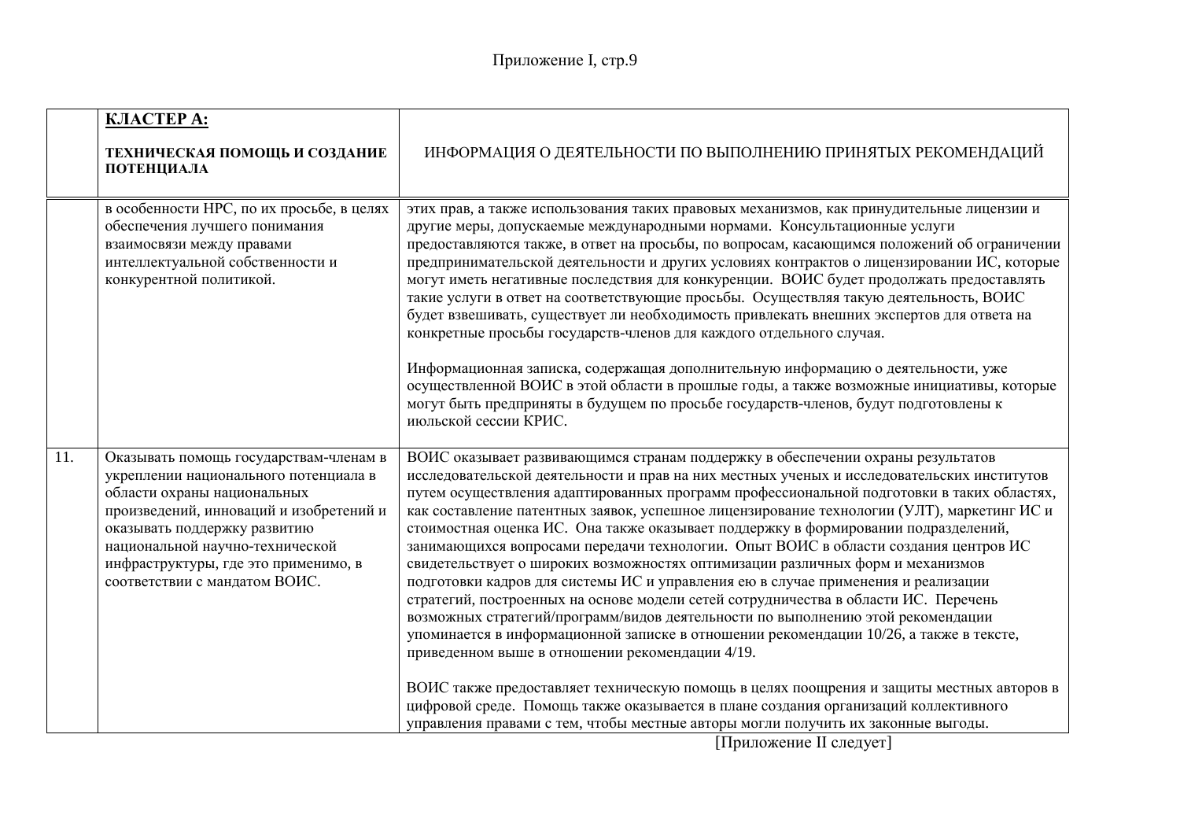| | **КЛАСТЕР А:**<br><br>**ТЕХНИЧЕСКАЯ ПОМОЩЬ И СОЗДАНИЕ ПОТЕНЦИАЛА** | ИНФОРМАЦИЯ О ДЕЯТЕЛЬНОСТИ ПО ВЫПОЛНЕНИЮ ПРИНЯТЫХ РЕКОМЕНДАЦИЙ |
|---|---|---|
| | в особенности НРС, по их просьбе, в целях обеспечения лучшего понимания взаимосвязи между правами интеллектуальной собственности и конкурентной политикой. | этих прав, а также использования таких правовых механизмов, как принудительные лицензии и другие меры, допускаемые международными нормами. Консультационные услуги предоставляются также, в ответ на просьбы, по вопросам, касающимся положений об ограничении предпринимательской деятельности и других условиях контрактов о лицензировании ИС, которые могут иметь негативные последствия для конкуренции. ВОИС будет продолжать предоставлять такие услуги в ответ на соответствующие просьбы. Осуществляя такую деятельность, ВОИС будет взвешивать, существует ли необходимость привлекать внешних экспертов для ответа на конкретные просьбы государств-членов для каждого отдельного случая.<br><br>Информационная записка, содержащая дополнительную информацию о деятельности, уже осуществленной ВОИС в этой области в прошлые годы, а также возможные инициативы, которые могут быть предприняты в будущем по просьбе государств-членов, будут подготовлены к июльской сессии КРИС. |
| 11. | Оказывать помощь государствам-членам в укреплении национального потенциала в области охраны национальных произведений, инноваций и изобретений и оказывать поддержку развитию национальной научно-технической инфраструктуры, где это применимо, в соответствии с мандатом ВОИС. | ВОИС оказывает развивающимся странам поддержку в обеспечении охраны результатов исследовательской деятельности и прав на них местных ученых и исследовательских институтов путем осуществления адаптированных программ профессиональной подготовки в таких областях, как составление патентных заявок, успешное лицензирование технологии (УЛТ), маркетинг ИС и стоимостная оценка ИС. Она также оказывает поддержку в формировании подразделений, занимающихся вопросами передачи технологии. Опыт ВОИС в области создания центров ИС свидетельствует о широких возможностях оптимизации различных форм и механизмов подготовки кадров для системы ИС и управления ею в случае применения и реализации стратегий, построенных на основе модели сетей сотрудничества в области ИС. Перечень возможных стратегий/программ/видов деятельности по выполнению этой рекомендации упоминается в информационной записке в отношении рекомендации 10/26, а также в тексте, приведенном выше в отношении рекомендации 4/19.<br><br>ВОИС также предоставляет техническую помощь в целях поощрения и защиты местных авторов в цифровой среде. Помощь также оказывается в плане создания организаций коллективного управления правами с тем, чтобы местные авторы могли получить их законные выгоды. |

[Приложение II следует]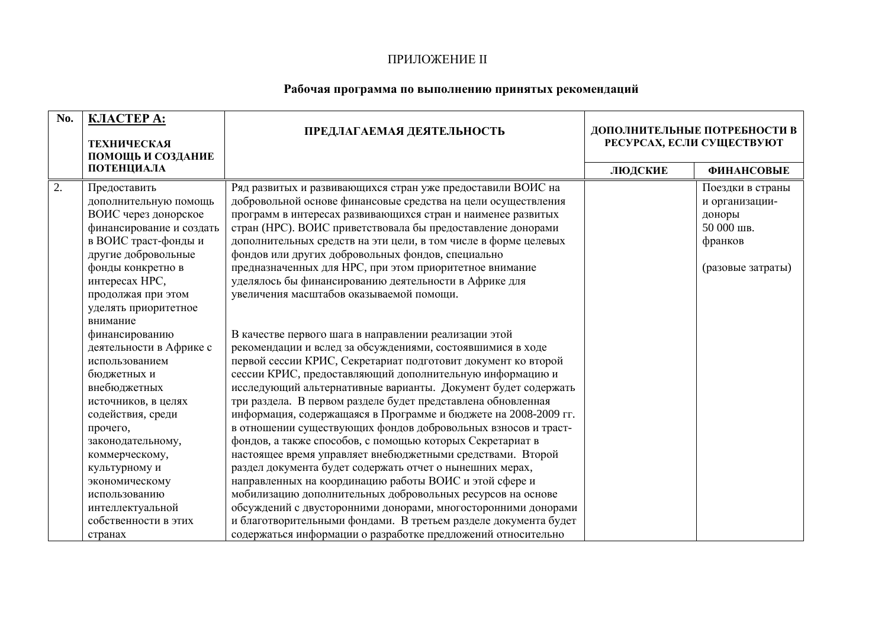ПРИЛОЖЕНИЕ II

**Рабочая программа по выполнению принятых рекомендаций**

| No. | **КЛАСТЕР А:** **ТЕХНИЧЕСКАЯ ПОМОЩЬ И СОЗДАНИЕ ПОТЕНЦИАЛА** | **ПРЕДЛАГАЕМАЯ ДЕЯТЕЛЬНОСТЬ** | **ДОПОЛНИТЕЛЬНЫЕ ПОТРЕБНОСТИ В РЕСУРСАХ, ЕСЛИ СУЩЕСТВУЮТ** | |
|---|---|---|---|---|
| | | | **ЛЮДСКИЕ** | **ФИНАНСОВЫЕ** |
| 2. | Предоставить дополнительную помощь ВОИС через донорское финансирование и создать в ВОИС траст-фонды и другие добровольные фонды конкретно в интересах НРС, продолжая при этом уделять приоритетное внимание финансированию деятельности в Африке с использованием бюджетных и внебюджетных источников, в целях содействия, среди прочего, законодательному, коммерческому, культурному и экономическому использованию интеллектуальной собственности в этих странах | Ряд развитых и развивающихся стран уже предоставили ВОИС на добровольной основе финансовые средства на цели осуществления программ в интересах развивающихся стран и наименее развитых стран (НРС). ВОИС приветствовала бы предоставление донорами дополнительных средств на эти цели, в том числе в форме целевых фондов или других добровольных фондов, специально предназначенных для НРС, при этом приоритетное внимание уделялось бы финансированию деятельности в Африке для увеличения масштабов оказываемой помощи.<br><br>В качестве первого шага в направлении реализации этой рекомендации и вслед за обсуждениями, состоявшимися в ходе первой сессии КРИС, Секретариат подготовит документ ко второй сессии КРИС, предоставляющий дополнительную информацию и исследующий альтернативные варианты. Документ будет содержать три раздела. В первом разделе будет представлена обновленная информация, содержащаяся в Программе и бюджете на 2008-2009 гг. в отношении существующих фондов добровольных взносов и траст-фондов, а также способов, с помощью которых Секретариат в настоящее время управляет внебюджетными средствами. Второй раздел документа будет содержать отчет о нынешних мерах, направленных на координацию работы ВОИС и этой сфере и мобилизацию дополнительных добровольных ресурсов на основе обсуждений с двусторонними донорами, многосторонними донорами и благотворительными фондами. В третьем разделе документа будет содержаться информации о разработке предложений относительно | | Поездки в страны и организации-доноры 50 000 шв. франков<br><br>(разовые затраты) |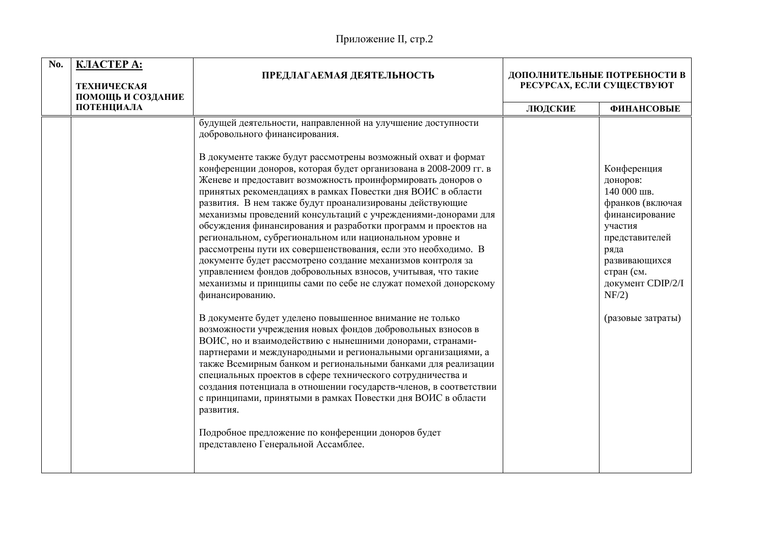Приложение II, стр.2

| No. | **КЛАСТЕР A:** ТЕХНИЧЕСКАЯ ПОМОЩЬ И СОЗДАНИЕ ПОТЕНЦИАЛА | ПРЕДЛАГАЕМАЯ ДЕЯТЕЛЬНОСТЬ | ДОПОЛНИТЕЛЬНЫЕ ПОТРЕБНОСТИ В РЕСУРСАХ, ЕСЛИ СУЩЕСТВУЮТ | |
|---|---|---|---|---|
| | | | ЛЮДСКИЕ | ФИНАНСОВЫЕ |
| | | будущей деятельности, направленной на улучшение доступности добровольного финансирования.<br><br>В документе также будут рассмотрены возможный охват и формат конференции доноров, которая будет организована в 2008-2009 гг. в Женеве и предоставит возможность проинформировать доноров о принятых рекомендациях в рамках Повестки дня ВОИС в области развития. В нем также будут проанализированы действующие механизмы проведений консультаций с учреждениями-донорами для обсуждения финансирования и разработки программ и проектов на региональном, субрегиональном или национальном уровне и рассмотрены пути их совершенствования, если это необходимо. В документе будет рассмотрено создание механизмов контроля за управлением фондов добровольных взносов, учитывая, что такие механизмы и принципы сами по себе не служат помехой донорскому финансированию.<br><br>В документе будет уделено повышенное внимание не только возможности учреждения новых фондов добровольных взносов в ВОИС, но и взаимодействию с нынешними донорами, странами-партнерами и международными и региональными организациями, а также Всемирным банком и региональными банками для реализации специальных проектов в сфере технического сотрудничества и создания потенциала в отношении государств-членов, в соответствии с принципами, принятыми в рамках Повестки дня ВОИС в области развития.<br><br>Подробное предложение по конференции доноров будет представлено Генеральной Ассамблее. | | Конференция доноров: 140 000 шв. франков (включая финансирование участия представителей ряда развивающихся стран (см. документ CDIP/2/INF/2)<br><br>(разовые затраты) |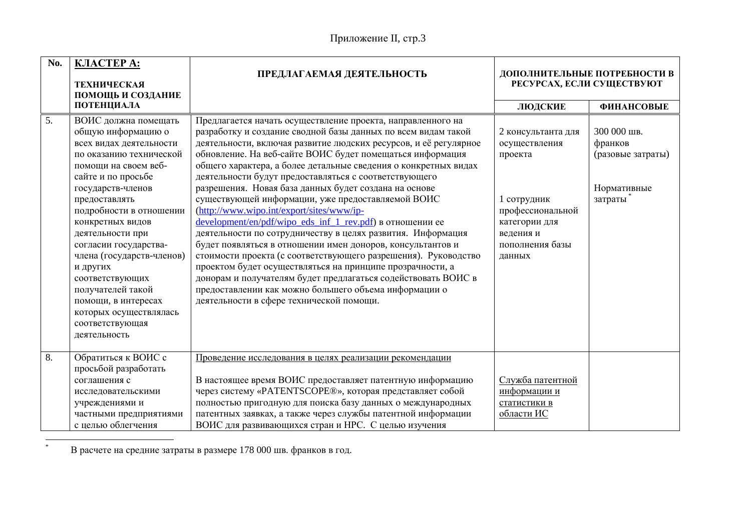| No. | **КЛАСТЕР А:** ТЕХНИЧЕСКАЯ ПОМОЩЬ И СОЗДАНИЕ ПОТЕНЦИАЛА | ПРЕДЛАГАЕМАЯ ДЕЯТЕЛЬНОСТЬ | ДОПОЛНИТЕЛЬНЫЕ ПОТРЕБНОСТИ В РЕСУРСАХ, ЕСЛИ СУЩЕСТВУЮТ | |
|---|---|---|---|---|
| | | | ЛЮДСКИЕ | ФИНАНСОВЫЕ |
| 5. | ВОИС должна помещать общую информацию о всех видах деятельности по оказанию технической помощи на своем веб-сайте и по просьбе государств-членов предоставлять подробности в отношении конкретных видов деятельности при согласии государства-члена (государств-членов) и других соответствующих получателей такой помощи, в интересах которых осуществлялась соответствующая деятельность | Предлагается начать осуществление проекта, направленного на разработку и создание сводной базы данных по всем видам такой деятельности, включая развитие людских ресурсов, и её регулярное обновление. На веб-сайте ВОИС будет помещаться информация общего характера, а более детальные сведения о конкретных видах деятельности будут предоставляться с соответствующего разрешения. Новая база данных будет создана на основе существующей информации, уже предоставляемой ВОИС (http://www.wipo.int/export/sites/www/ip-development/en/pdf/wipo_eds_inf_1_rev.pdf) в отношении ее деятельности по сотрудничеству в целях развития. Информация будет появляться в отношении имен доноров, консультантов и стоимости проекта (с соответствующего разрешения). Руководство проектом будет осуществляться на принципе прозрачности, а донорам и получателям будет предлагаться содействовать ВОИС в предоставлении как можно большего объема информации о деятельности в сфере технической помощи. | 2 консультанта для осуществления проекта<br><br>1 сотрудник профессиональной категории для ведения и пополнения базы данных | 300 000 шв. франков (разовые затраты)<br><br>Нормативные затраты* |
| 8. | Обратиться к ВОИС с просьбой разработать соглашения с исследовательскими учреждениями и частными предприятиями с целью облегчения | Проведение исследования в целях реализации рекомендации<br><br>В настоящее время ВОИС предоставляет патентную информацию через систему «PATENTSCOPE®», которая представляет собой полностью пригодную для поиска базу данных о международных патентных заявках, а также через службы патентной информации ВОИС для развивающихся стран и НРС. С целью изучения | Служба патентной информации и статистики в области ИС | |

\* В расчете на средние затраты в размере 178 000 шв. франков в год.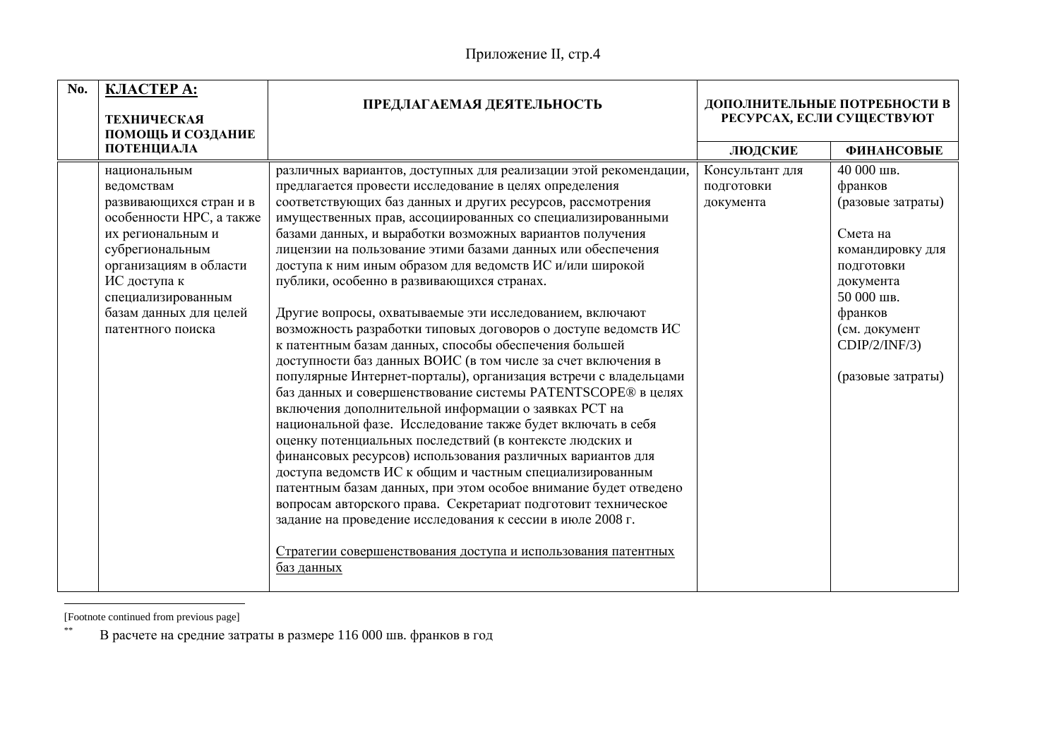| No. | **КЛАСТЕР A:** **ТЕХНИЧЕСКАЯ ПОМОЩЬ И СОЗДАНИЕ ПОТЕНЦИАЛА** | **ПРЕДЛАГАЕМАЯ ДЕЯТЕЛЬНОСТЬ** | **ДОПОЛНИТЕЛЬНЫЕ ПОТРЕБНОСТИ В РЕСУРСАХ, ЕСЛИ СУЩЕСТВУЮТ** | |
|---|---|---|---|---|
| | | | **ЛЮДСКИЕ** | **ФИНАНСОВЫЕ** |
| | национальным ведомствам развивающихся стран и в особенности НРС, а также их региональным и субрегиональным организациям в области ИС доступа к специализированным базам данных для целей патентного поиска | различных вариантов, доступных для реализации этой рекомендации, предлагается провести исследование в целях определения соответствующих баз данных и других ресурсов, рассмотрения имущественных прав, ассоциированных со специализированными базами данных, и выработки возможных вариантов получения лицензии на пользование этими базами данных или обеспечения доступа к ним иным образом для ведомств ИС и/или широкой публики, особенно в развивающихся странах.<br><br>Другие вопросы, охватываемые эти исследованием, включают возможность разработки типовых договоров о доступе ведомств ИС к патентным базам данных, способы обеспечения большей доступности баз данных ВОИС (в том числе за счет включения в популярные Интернет-порталы), организация встречи с владельцами баз данных и совершенствование системы PATENTSCOPE® в целях включения дополнительной информации о заявках РСТ на национальной фазе. Исследование также будет включать в себя оценку потенциальных последствий (в контексте людских и финансовых ресурсов) использования различных вариантов для доступа ведомств ИС к общим и частным специализированным патентным базам данных, при этом особое внимание будет отведено вопросам авторского права. Секретариат подготовит техническое задание на проведение исследования к сессии в июле 2008 г.<br><br><u>Стратегии совершенствования доступа и использования патентных баз данных</u> | Консультант для подготовки документа | 40 000 шв. франков (разовые затраты)<br><br>Смета на командировку для подготовки документа 50 000 шв. франков (см. документ CDIP/2/INF/3)<br><br>(разовые затраты) |

[Footnote continued from previous page]

** В расчете на средние затраты в размере 116 000 шв. франков в год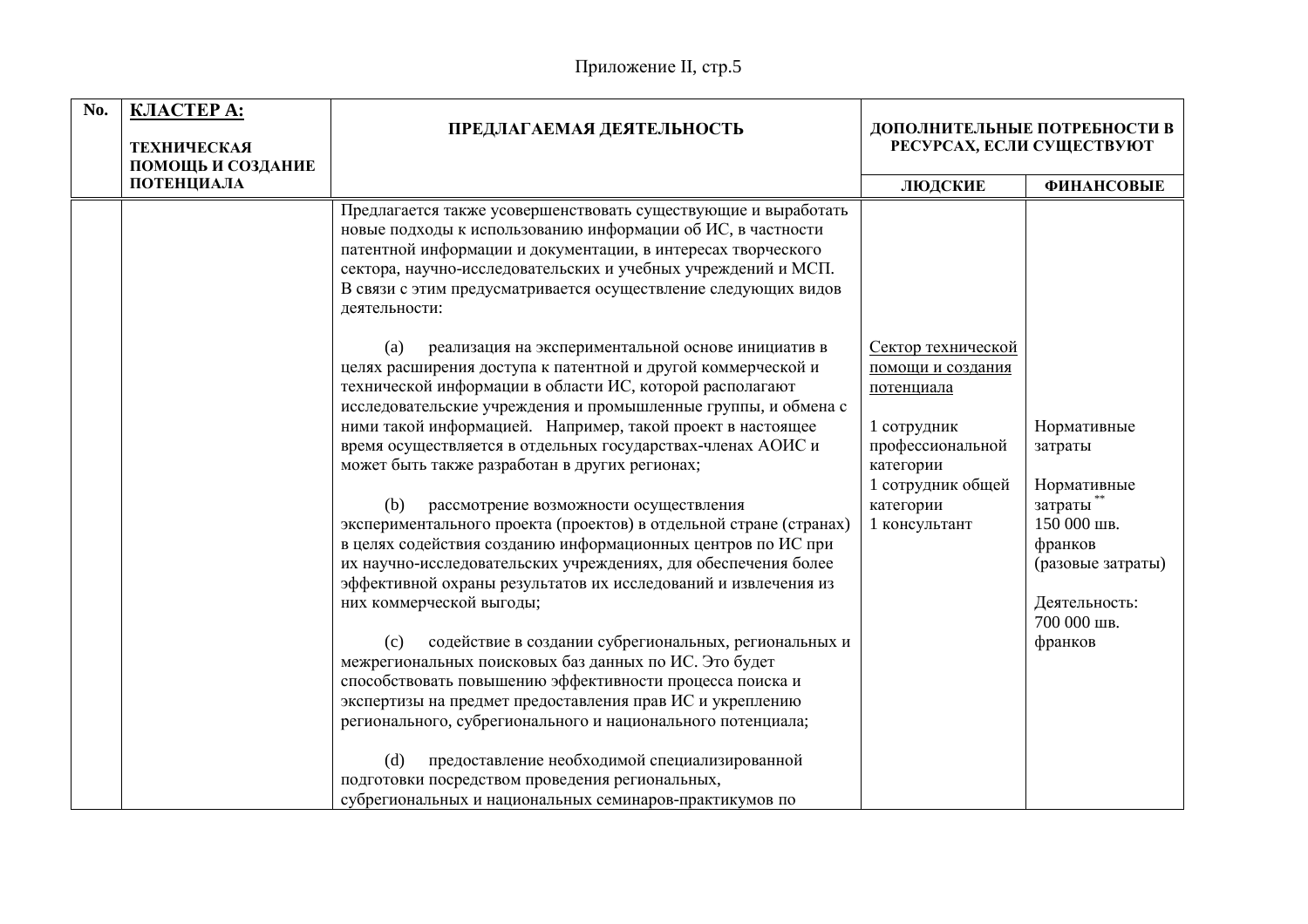| No. | **КЛАСТЕР А:** **ТЕХНИЧЕСКАЯ ПОМОЩЬ И СОЗДАНИЕ ПОТЕНЦИАЛА** | **ПРЕДЛАГАЕМАЯ ДЕЯТЕЛЬНОСТЬ** | **ДОПОЛНИТЕЛЬНЫЕ ПОТРЕБНОСТИ В РЕСУРСАХ, ЕСЛИ СУЩЕСТВУЮТ** | |
|---|---|---|---|---|
| | | | **ЛЮДСКИЕ** | **ФИНАНСОВЫЕ** |
| | | Предлагается также усовершенствовать существующие и выработать новые подходы к использованию информации об ИС, в частности патентной информации и документации, в интересах творческого сектора, научно-исследовательских и учебных учреждений и МСП. В связи с этим предусматривается осуществление следующих видов деятельности:<br><br>(a) реализация на экспериментальной основе инициатив в целях расширения доступа к патентной и другой коммерческой и технической информации в области ИС, которой располагают исследовательские учреждения и промышленные группы, и обмена с ними такой информацией. Например, такой проект в настоящее время осуществляется в отдельных государствах-членах АОИС и может быть также разработан в других регионах;<br><br>(b) рассмотрение возможности осуществления экспериментального проекта (проектов) в отдельной стране (странах) в целях содействия созданию информационных центров по ИС при их научно-исследовательских учреждениях, для обеспечения более эффективной охраны результатов их исследований и извлечения из них коммерческой выгоды;<br><br>(c) содействие в создании субрегиональных, региональных и межрегиональных поисковых баз данных по ИС. Это будет способствовать повышению эффективности процесса поиска и экспертизы на предмет предоставления прав ИС и укреплению регионального, субрегионального и национального потенциала;<br><br>(d) предоставление необходимой специализированной подготовки посредством проведения региональных, субрегиональных и национальных семинаров-практикумов по | Сектор технической помощи и создания потенциала<br><br>1 сотрудник профессиональной категории<br>1 сотрудник общей категории<br>1 консультант | Нормативные затраты<br><br>Нормативные затраты **<br>150 000 шв. франков (разовые затраты)<br><br>Деятельность: 700 000 шв. франков |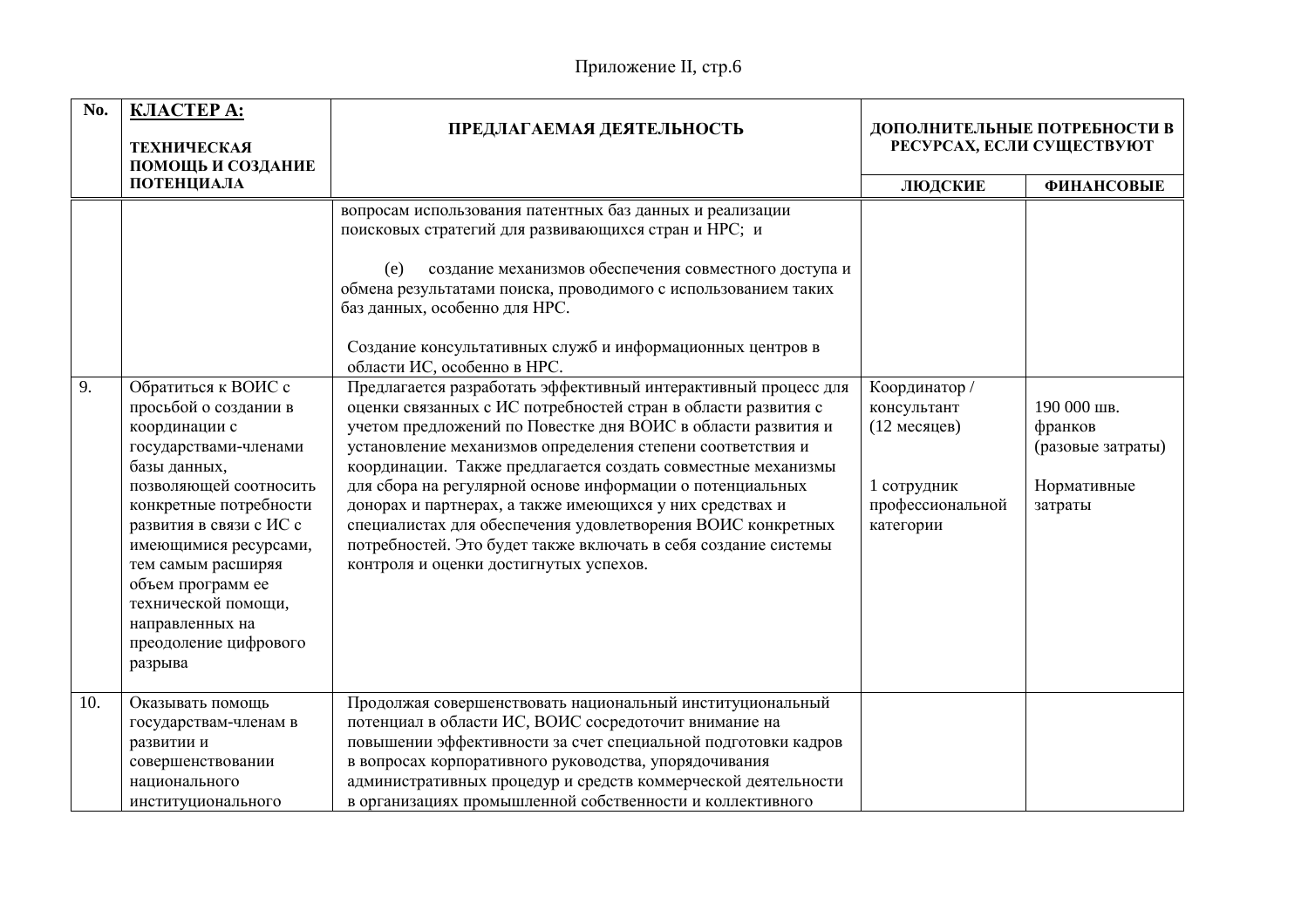| No. | **КЛАСТЕР А:** ТЕХНИЧЕСКАЯ ПОМОЩЬ И СОЗДАНИЕ ПОТЕНЦИАЛА | ПРЕДЛАГАЕМАЯ ДЕЯТЕЛЬНОСТЬ | ДОПОЛНИТЕЛЬНЫЕ ПОТРЕБНОСТИ В РЕСУРСАХ, ЕСЛИ СУЩЕСТВУЮТ | |
|---|---|---|---|---|
| | | | ЛЮДСКИЕ | ФИНАНСОВЫЕ |
| | | вопросам использования патентных баз данных и реализации поисковых стратегий для развивающихся стран и НРС; и<br><br>(e) создание механизмов обеспечения совместного доступа и обмена результатами поиска, проводимого с использованием таких баз данных, особенно для НРС.<br><br>Создание консультативных служб и информационных центров в области ИС, особенно в НРС. | | |
| 9. | Обратиться к ВОИС с просьбой о создании в координации с государствами-членами базы данных, позволяющей соотносить конкретные потребности развития в связи с ИС с имеющимися ресурсами, тем самым расширяя объем программ ее технической помощи, направленных на преодоление цифрового разрыва | Предлагается разработать эффективный интерактивный процесс для оценки связанных с ИС потребностей стран в области развития с учетом предложений по Повестке дня ВОИС в области развития и установление механизмов определения степени соответствия и координации. Также предлагается создать совместные механизмы для сбора на регулярной основе информации о потенциальных донорах и партнерах, а также имеющихся у них средствах и специалистах для обеспечения удовлетворения ВОИС конкретных потребностей. Это будет также включать в себя создание системы контроля и оценки достигнутых успехов. | Координатор / консультант (12 месяцев)<br><br>1 сотрудник профессиональной категории | 190 000 шв. франков (разовые затраты)<br><br>Нормативные затраты |
| 10. | Оказывать помощь государствам-членам в развитии и совершенствовании национального институционального | Продолжая совершенствовать национальный институциональный потенциал в области ИС, ВОИС сосредоточит внимание на повышении эффективности за счет специальной подготовки кадров в вопросах корпоративного руководства, упорядочивания административных процедур и средств коммерческой деятельности в организациях промышленной собственности и коллективного | | |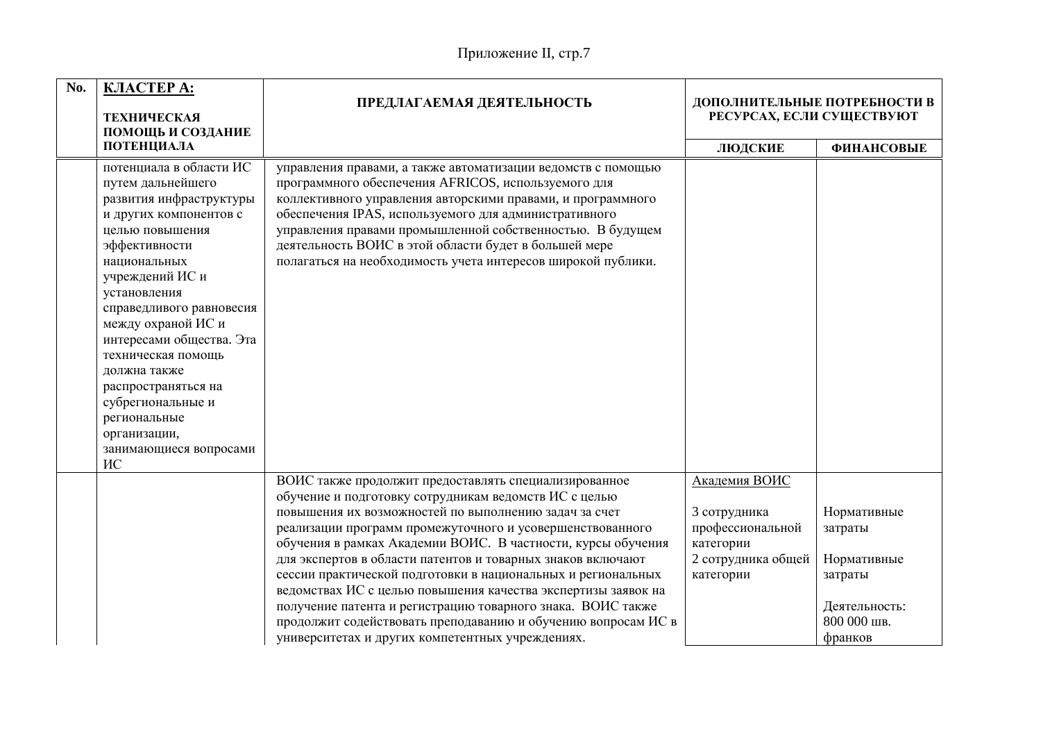| No. | **КЛАСТЕР A:** **ТЕХНИЧЕСКАЯ ПОМОЩЬ И СОЗДАНИЕ ПОТЕНЦИАЛА** | **ПРЕДЛАГАЕМАЯ ДЕЯТЕЛЬНОСТЬ** | **ДОПОЛНИТЕЛЬНЫЕ ПОТРЕБНОСТИ В РЕСУРСАХ, ЕСЛИ СУЩЕСТВУЮТ** | |
|---|---|---|---|---|
| | | | **ЛЮДСКИЕ** | **ФИНАНСОВЫЕ** |
| | потенциала в области ИС путем дальнейшего развития инфраструктуры и других компонентов с целью повышения эффективности национальных учреждений ИС и установления справедливого равновесия между охраной ИС и интересами общества. Эта техническая помощь должна также распространяться на субрегиональные и региональные организации, занимающиеся вопросами ИС | управления правами, а также автоматизации ведомств с помощью программного обеспечения AFRICOS, используемого для коллективного управления авторскими правами, и программного обеспечения IPAS, используемого для административного управления правами промышленной собственностью. В будущем деятельность ВОИС в этой области будет в большей мере полагаться на необходимость учета интересов широкой публики. | | |
| | | ВОИС также продолжит предоставлять специализированное обучение и подготовку сотрудникам ведомств ИС с целью повышения их возможностей по выполнению задач за счет реализации программ промежуточного и усовершенствованного обучения в рамках Академии ВОИС. В частности, курсы обучения для экспертов в области патентов и товарных знаков включают сессии практической подготовки в национальных и региональных ведомствах ИС с целью повышения качества экспертизы заявок на получение патента и регистрацию товарного знака. ВОИС также продолжит содействовать преподаванию и обучению вопросам ИС в университетах и других компетентных учреждениях. | Академия ВОИС<br><br>3 сотрудника профессиональной категории<br>2 сотрудника общей категории | <br><br>Нормативные затраты<br><br>Нормативные затраты<br><br>Деятельность: 800 000 шв. франков |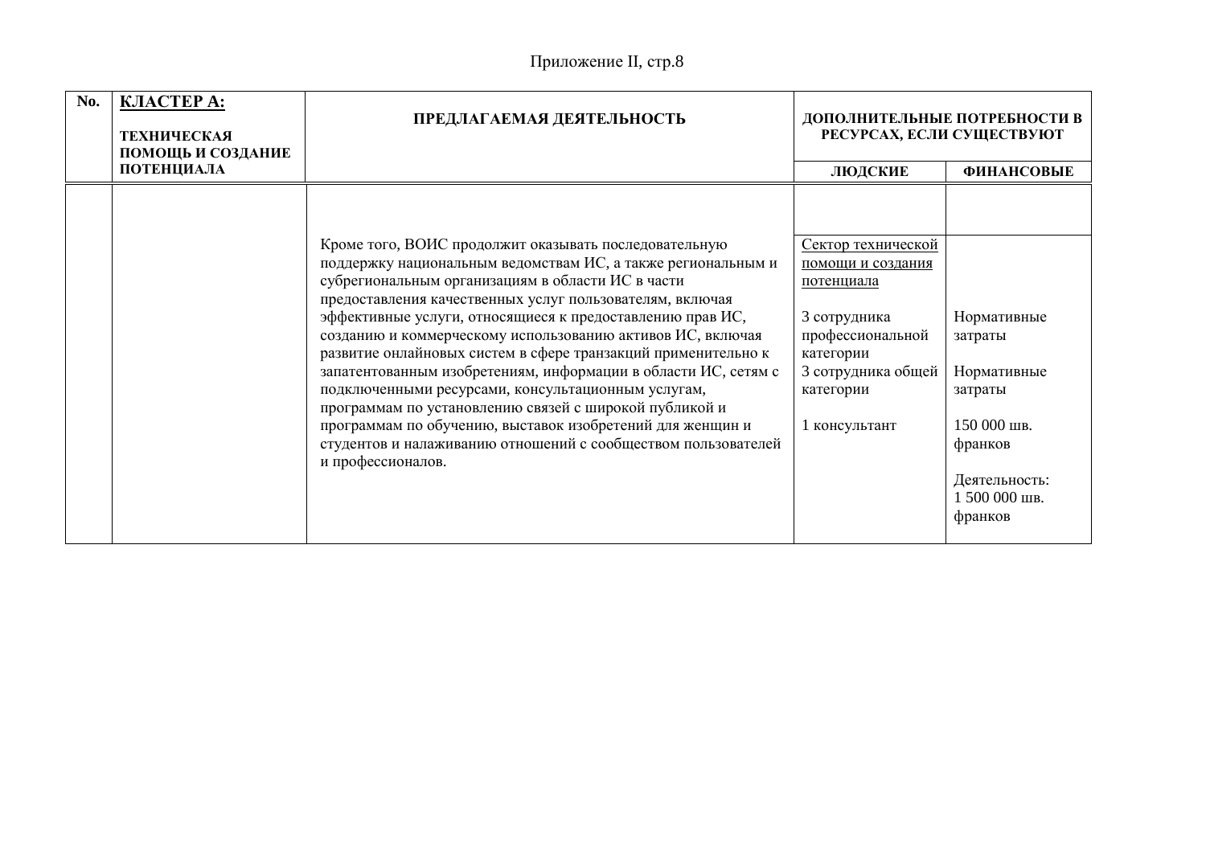| No. | **КЛАСТЕР A:** **ТЕХНИЧЕСКАЯ ПОМОЩЬ И СОЗДАНИЕ ПОТЕНЦИАЛА** | **ПРЕДЛАГАЕМАЯ ДЕЯТЕЛЬНОСТЬ** | **ДОПОЛНИТЕЛЬНЫЕ ПОТРЕБНОСТИ В РЕСУРСАХ, ЕСЛИ СУЩЕСТВУЮТ** | |
|---|---|---|---|---|
| | | | **ЛЮДСКИЕ** | **ФИНАНСОВЫЕ** |
| | | Кроме того, ВОИС продолжит оказывать последовательную поддержку национальным ведомствам ИС, а также региональным и субрегиональным организациям в области ИС в части предоставления качественных услуг пользователям, включая эффективные услуги, относящиеся к предоставлению прав ИС, созданию и коммерческому использованию активов ИС, включая развитие онлайновых систем в сфере транзакций применительно к запатентованным изобретениям, информации в области ИС, сетям с подключенными ресурсами, консультационным услугам, программам по установлению связей с широкой публикой и программам по обучению, выставок изобретений для женщин и студентов и налаживанию отношений с сообществом пользователей и профессионалов. | Сектор технической помощи и создания потенциала<br><br>3 сотрудника профессиональной категории<br>3 сотрудника общей категории<br><br>1 консультант | <br><br><br>Нормативные затраты<br><br>Нормативные затраты<br><br>150 000 шв. франков<br><br>Деятельность: 1 500 000 шв. франков |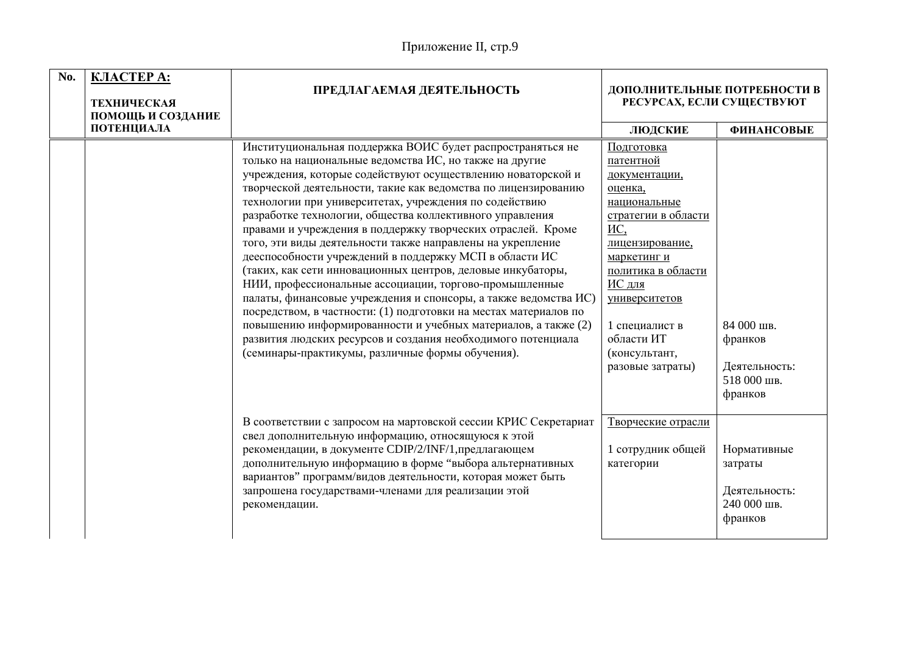| No. | КЛАСТЕР A: ТЕХНИЧЕСКАЯ ПОМОЩЬ И СОЗДАНИЕ ПОТЕНЦИАЛА | ПРЕДЛАГАЕМАЯ ДЕЯТЕЛЬНОСТЬ | ДОПОЛНИТЕЛЬНЫЕ ПОТРЕБНОСТИ В РЕСУРСАХ, ЕСЛИ СУЩЕСТВУЮТ | |
|---|---|---|---|---|
| | | | ЛЮДСКИЕ | ФИНАНСОВЫЕ |
| | | Институциональная поддержка ВОИС будет распространяться не только на национальные ведомства ИС, но также на другие учреждения, которые содействуют осуществлению новаторской и творческой деятельности, такие как ведомства по лицензированию технологии при университетах, учреждения по содействию разработке технологии, общества коллективного управления правами и учреждения в поддержку творческих отраслей. Кроме того, эти виды деятельности также направлены на укрепление дееспособности учреждений в поддержку МСП в области ИС (таких, как сети инновационных центров, деловые инкубаторы, НИИ, профессиональные ассоциации, торгово-промышленные палаты, финансовые учреждения и спонсоры, а также ведомства ИС) посредством, в частности: (1) подготовки на местах материалов по повышению информированности и учебных материалов, а также (2) развития людских ресурсов и создания необходимого потенциала (семинары-практикумы, различные формы обучения). | Подготовка патентной документации, оценка, национальные стратегии в области ИС, лицензирование, маркетинг и политика в области ИС для университетов<br><br>1 специалист в области ИТ (консультант, разовые затраты) | 84 000 шв. франков<br><br>Деятельность: 518 000 шв. франков |
| | | В соответствии с запросом на мартовской сессии КРИС Секретариат свел дополнительную информацию, относящуюся к этой рекомендации, в документе CDIP/2/INF/1,предлагающем дополнительную информацию в форме “выбора альтернативных вариантов” программ/видов деятельности, которая может быть запрошена государствами-членами для реализации этой рекомендации. | Творческие отрасли<br><br>1 сотрудник общей категории | Нормативные затраты<br><br>Деятельность: 240 000 шв. франков |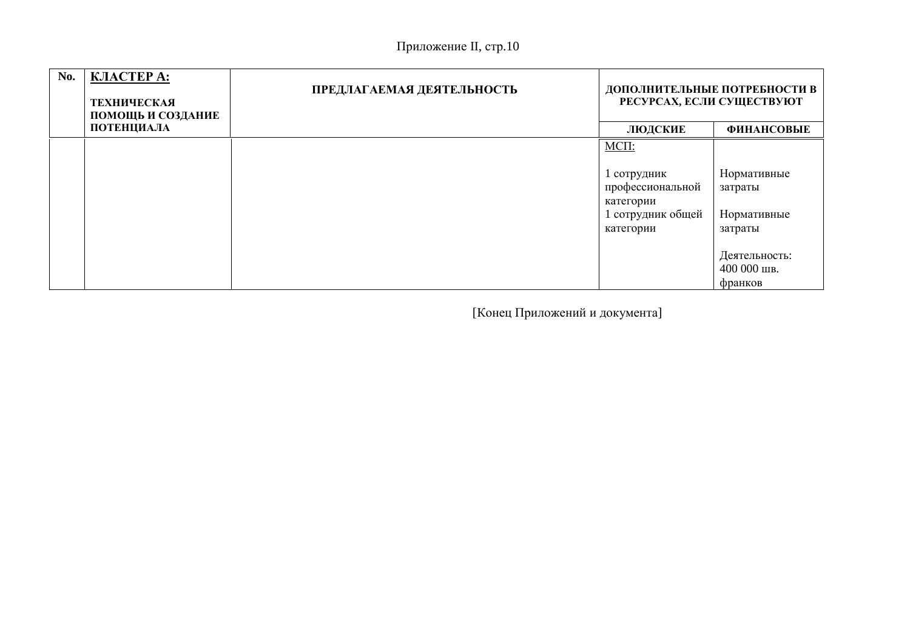Приложение II, стр.10

| No. | **КЛАСТЕР А:** **ТЕХНИЧЕСКАЯ ПОМОЩЬ И СОЗДАНИЕ ПОТЕНЦИАЛА** | **ПРЕДЛАГАЕМАЯ ДЕЯТЕЛЬНОСТЬ** | **ДОПОЛНИТЕЛЬНЫЕ ПОТРЕБНОСТИ В РЕСУРСАХ, ЕСЛИ СУЩЕСТВУЮТ** | |
|---|---|---|---|---|
| | | | **ЛЮДСКИЕ** | **ФИНАНСОВЫЕ** |
| | | | МСП:<br><br>1 сотрудник профессиональной категории<br>1 сотрудник общей категории | <br><br>Нормативные затраты<br><br>Нормативные затраты<br><br>Деятельность: 400 000 шв. франков |

[Конец Приложений и документа]